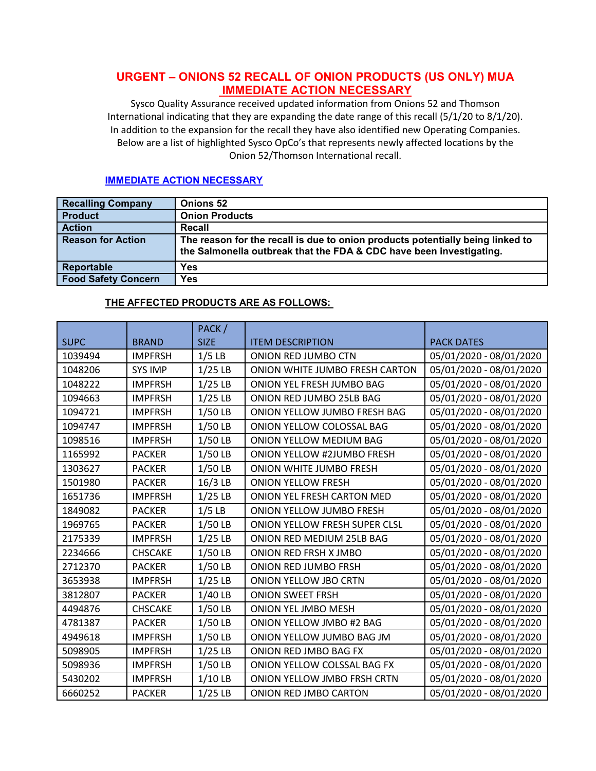# URGENT – ONIONS 52 RECALL OF ONION PRODUCTS (US ONLY) MUA
## IMMEDIATE ACTION NECESSARY

Sysco Quality Assurance received updated information from Onions 52 and Thomson International indicating that they are expanding the date range of this recall (5/1/20 to 8/1/20). In addition to the expansion for the recall they have also identified new Operating Companies. Below are a list of highlighted Sysco OpCo's that represents newly affected locations by the Onion 52/Thomson International recall.

**IMMEDIATE ACTION NECESSARY**

| **Recalling Company** | **Onions 52** |
|---|---|
| **Product** | **Onion Products** |
| **Action** | **Recall** |
| **Reason for Action** | **The reason for the recall is due to onion products potentially being linked to the Salmonella outbreak that the FDA & CDC have been investigating.** |
| **Reportable** | **Yes** |
| **Food Safety Concern** | **Yes** |

**THE AFFECTED PRODUCTS ARE AS FOLLOWS:**

| SUPC | BRAND | PACK / SIZE | ITEM DESCRIPTION | PACK DATES |
|---|---|---|---|---|
| 1039494 | IMPFRSH | 1/5 LB | ONION RED JUMBO CTN | 05/01/2020 - 08/01/2020 |
| 1048206 | SYS IMP | 1/25 LB | ONION WHITE JUMBO FRESH CARTON | 05/01/2020 - 08/01/2020 |
| 1048222 | IMPFRSH | 1/25 LB | ONION YEL FRESH JUMBO BAG | 05/01/2020 - 08/01/2020 |
| 1094663 | IMPFRSH | 1/25 LB | ONION RED JUMBO 25LB BAG | 05/01/2020 - 08/01/2020 |
| 1094721 | IMPFRSH | 1/50 LB | ONION YELLOW JUMBO FRESH BAG | 05/01/2020 - 08/01/2020 |
| 1094747 | IMPFRSH | 1/50 LB | ONION YELLOW COLOSSAL BAG | 05/01/2020 - 08/01/2020 |
| 1098516 | IMPFRSH | 1/50 LB | ONION YELLOW MEDIUM BAG | 05/01/2020 - 08/01/2020 |
| 1165992 | PACKER | 1/50 LB | ONION YELLOW #2JUMBO FRESH | 05/01/2020 - 08/01/2020 |
| 1303627 | PACKER | 1/50 LB | ONION WHITE JUMBO FRESH | 05/01/2020 - 08/01/2020 |
| 1501980 | PACKER | 16/3 LB | ONION YELLOW FRESH | 05/01/2020 - 08/01/2020 |
| 1651736 | IMPFRSH | 1/25 LB | ONION YEL FRESH CARTON MED | 05/01/2020 - 08/01/2020 |
| 1849082 | PACKER | 1/5 LB | ONION YELLOW JUMBO FRESH | 05/01/2020 - 08/01/2020 |
| 1969765 | PACKER | 1/50 LB | ONION YELLOW FRESH SUPER CLSL | 05/01/2020 - 08/01/2020 |
| 2175339 | IMPFRSH | 1/25 LB | ONION RED MEDIUM 25LB BAG | 05/01/2020 - 08/01/2020 |
| 2234666 | CHSCAKE | 1/50 LB | ONION RED FRSH X JMBO | 05/01/2020 - 08/01/2020 |
| 2712370 | PACKER | 1/50 LB | ONION RED JUMBO FRSH | 05/01/2020 - 08/01/2020 |
| 3653938 | IMPFRSH | 1/25 LB | ONION YELLOW JBO CRTN | 05/01/2020 - 08/01/2020 |
| 3812807 | PACKER | 1/40 LB | ONION SWEET FRSH | 05/01/2020 - 08/01/2020 |
| 4494876 | CHSCAKE | 1/50 LB | ONION YEL JMBO MESH | 05/01/2020 - 08/01/2020 |
| 4781387 | PACKER | 1/50 LB | ONION YELLOW JMBO #2 BAG | 05/01/2020 - 08/01/2020 |
| 4949618 | IMPFRSH | 1/50 LB | ONION YELLOW JUMBO BAG JM | 05/01/2020 - 08/01/2020 |
| 5098905 | IMPFRSH | 1/25 LB | ONION RED JMBO BAG FX | 05/01/2020 - 08/01/2020 |
| 5098936 | IMPFRSH | 1/50 LB | ONION YELLOW COLSSAL BAG FX | 05/01/2020 - 08/01/2020 |
| 5430202 | IMPFRSH | 1/10 LB | ONION YELLOW JMBO FRSH CRTN | 05/01/2020 - 08/01/2020 |
| 6660252 | PACKER | 1/25 LB | ONION RED JMBO CARTON | 05/01/2020 - 08/01/2020 |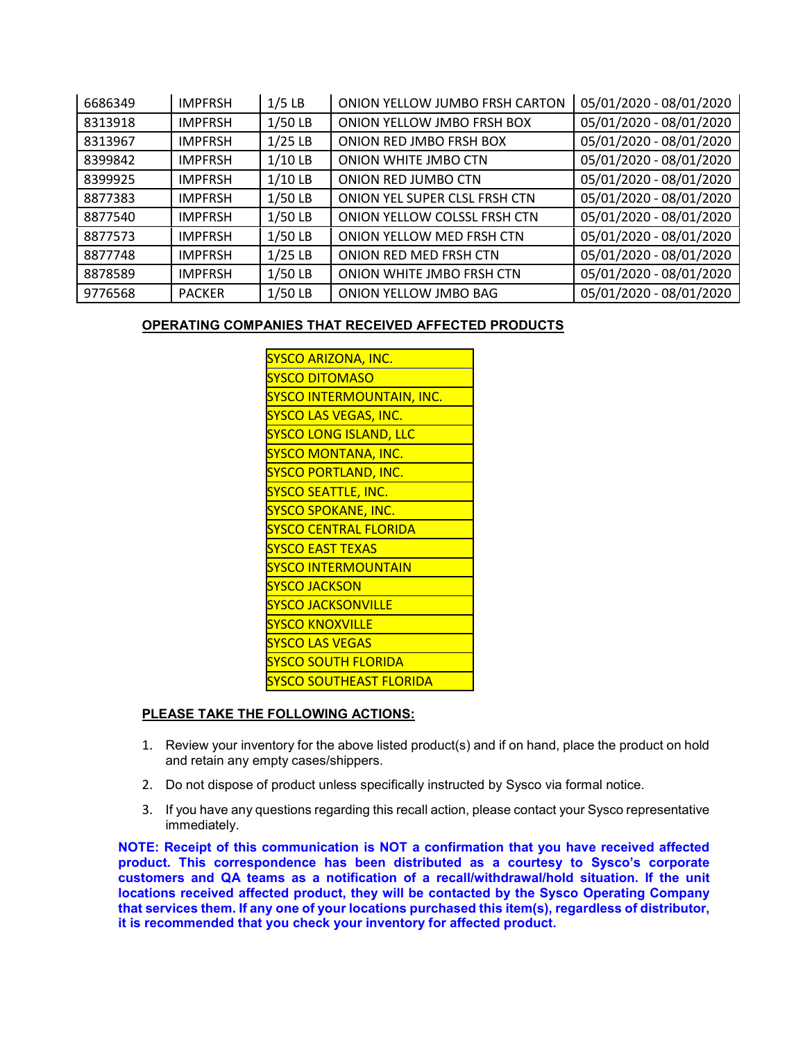| | | | | |
|---|---|---|---|---|
| 6686349 | IMPFRSH | 1/5 LB | ONION YELLOW JUMBO FRSH CARTON | 05/01/2020 - 08/01/2020 |
| 8313918 | IMPFRSH | 1/50 LB | ONION YELLOW JMBO FRSH BOX | 05/01/2020 - 08/01/2020 |
| 8313967 | IMPFRSH | 1/25 LB | ONION RED JMBO FRSH BOX | 05/01/2020 - 08/01/2020 |
| 8399842 | IMPFRSH | 1/10 LB | ONION WHITE JMBO CTN | 05/01/2020 - 08/01/2020 |
| 8399925 | IMPFRSH | 1/10 LB | ONION RED JUMBO CTN | 05/01/2020 - 08/01/2020 |
| 8877383 | IMPFRSH | 1/50 LB | ONION YEL SUPER CLSL FRSH CTN | 05/01/2020 - 08/01/2020 |
| 8877540 | IMPFRSH | 1/50 LB | ONION YELLOW COLSSL FRSH CTN | 05/01/2020 - 08/01/2020 |
| 8877573 | IMPFRSH | 1/50 LB | ONION YELLOW MED FRSH CTN | 05/01/2020 - 08/01/2020 |
| 8877748 | IMPFRSH | 1/25 LB | ONION RED MED FRSH CTN | 05/01/2020 - 08/01/2020 |
| 8878589 | IMPFRSH | 1/50 LB | ONION WHITE JMBO FRSH CTN | 05/01/2020 - 08/01/2020 |
| 9776568 | PACKER | 1/50 LB | ONION YELLOW JMBO BAG | 05/01/2020 - 08/01/2020 |

**OPERATING COMPANIES THAT RECEIVED AFFECTED PRODUCTS**

| |
|---|
| SYSCO ARIZONA, INC. |
| SYSCO DITOMASO |
| SYSCO INTERMOUNTAIN, INC. |
| SYSCO LAS VEGAS, INC. |
| SYSCO LONG ISLAND, LLC |
| SYSCO MONTANA, INC. |
| SYSCO PORTLAND, INC. |
| SYSCO SEATTLE, INC. |
| SYSCO SPOKANE, INC. |
| SYSCO CENTRAL FLORIDA |
| SYSCO EAST TEXAS |
| SYSCO INTERMOUNTAIN |
| SYSCO JACKSON |
| SYSCO JACKSONVILLE |
| SYSCO KNOXVILLE |
| SYSCO LAS VEGAS |
| SYSCO SOUTH FLORIDA |
| SYSCO SOUTHEAST FLORIDA |

**PLEASE TAKE THE FOLLOWING ACTIONS:**

1. Review your inventory for the above listed product(s) and if on hand, place the product on hold and retain any empty cases/shippers.
2. Do not dispose of product unless specifically instructed by Sysco via formal notice.
3. If you have any questions regarding this recall action, please contact your Sysco representative immediately.

**NOTE: Receipt of this communication is NOT a confirmation that you have received affected product. This correspondence has been distributed as a courtesy to Sysco's corporate customers and QA teams as a notification of a recall/withdrawal/hold situation. If the unit locations received affected product, they will be contacted by the Sysco Operating Company that services them. If any one of your locations purchased this item(s), regardless of distributor, it is recommended that you check your inventory for affected product.**